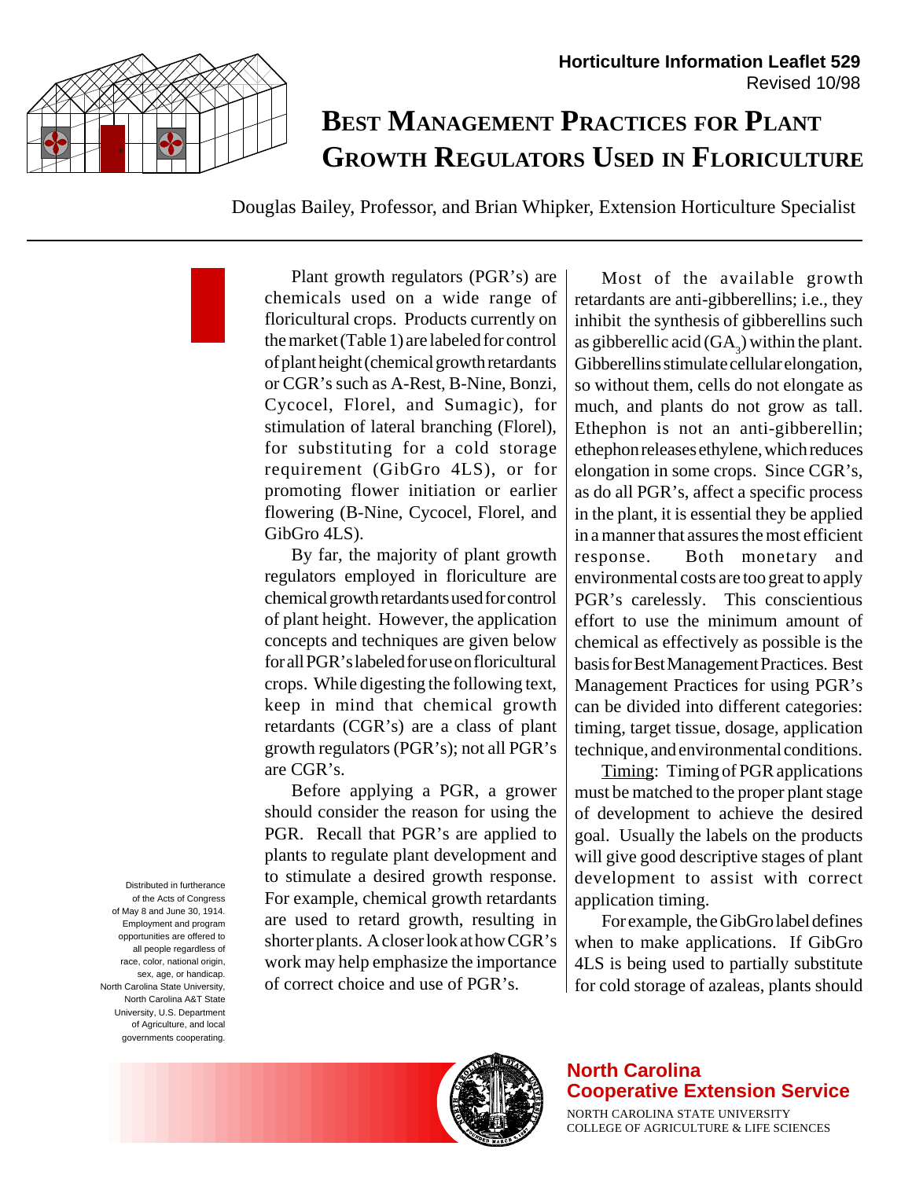Horticulture Information Leaflet 529
Revised 10/98

# Best Management Practices for Plant Growth Regulators Used in Floriculture

Douglas Bailey, Professor, and Brian Whipker, Extension Horticulture Specialist

Plant growth regulators (PGR's) are chemicals used on a wide range of floricultural crops. Products currently on the market (Table 1) are labeled for control of plant height (chemical growth retardants or CGR's such as A-Rest, B-Nine, Bonzi, Cycocel, Florel, and Sumagic), for stimulation of lateral branching (Florel), for substituting for a cold storage requirement (GibGro 4LS), or for promoting flower initiation or earlier flowering (B-Nine, Cycocel, Florel, and GibGro 4LS).

By far, the majority of plant growth regulators employed in floriculture are chemical growth retardants used for control of plant height. However, the application concepts and techniques are given below for all PGR's labeled for use on floricultural crops. While digesting the following text, keep in mind that chemical growth retardants (CGR's) are a class of plant growth regulators (PGR's); not all PGR's are CGR's.

Before applying a PGR, a grower should consider the reason for using the PGR. Recall that PGR's are applied to plants to regulate plant development and to stimulate a desired growth response. For example, chemical growth retardants are used to retard growth, resulting in shorter plants. A closer look at how CGR's work may help emphasize the importance of correct choice and use of PGR's.

Most of the available growth retardants are anti-gibberellins; i.e., they inhibit the synthesis of gibberellins such as gibberellic acid ($GA_3$) within the plant. Gibberellins stimulate cellular elongation, so without them, cells do not elongate as much, and plants do not grow as tall. Ethephon is not an anti-gibberellin; ethephon releases ethylene, which reduces elongation in some crops. Since CGR's, as do all PGR's, affect a specific process in the plant, it is essential they be applied in a manner that assures the most efficient response. Both monetary and environmental costs are too great to apply PGR's carelessly. This conscientious effort to use the minimum amount of chemical as effectively as possible is the basis for Best Management Practices. Best Management Practices for using PGR's can be divided into different categories: timing, target tissue, dosage, application technique, and environmental conditions.

Timing: Timing of PGR applications must be matched to the proper plant stage of development to achieve the desired goal. Usually the labels on the products will give good descriptive stages of plant development to assist with correct application timing.

For example, the GibGro label defines when to make applications. If GibGro 4LS is being used to partially substitute for cold storage of azaleas, plants should

Distributed in furtherance of the Acts of Congress of May 8 and June 30, 1914. Employment and program opportunities are offered to all people regardless of race, color, national origin, sex, age, or handicap. North Carolina State University, North Carolina A&T State University, U.S. Department of Agriculture, and local governments cooperating.

North Carolina Cooperative Extension Service
NORTH CAROLINA STATE UNIVERSITY
COLLEGE OF AGRICULTURE & LIFE SCIENCES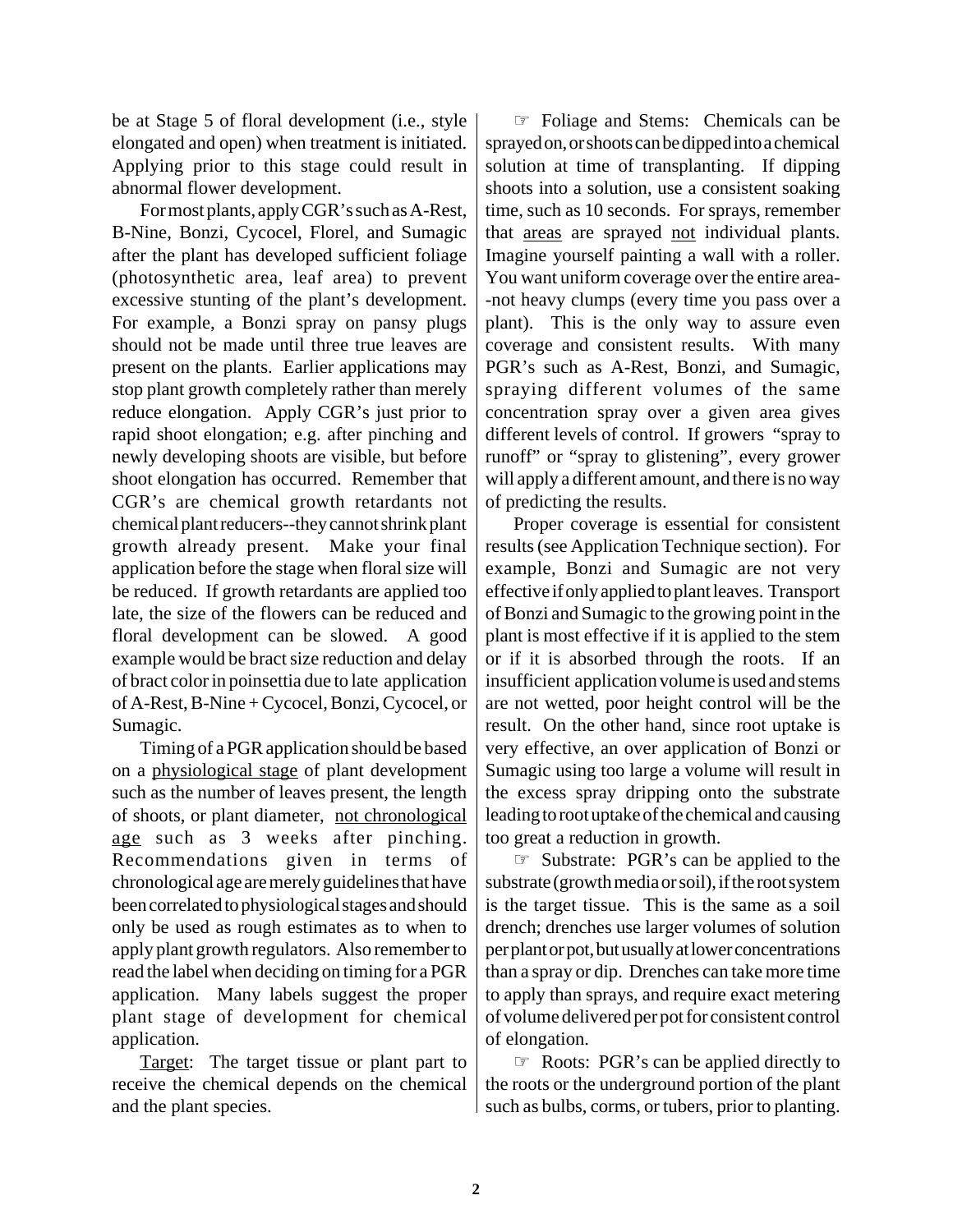be at Stage 5 of floral development (i.e., style elongated and open) when treatment is initiated. Applying prior to this stage could result in abnormal flower development.

For most plants, apply CGR's such as A-Rest, B-Nine, Bonzi, Cycocel, Florel, and Sumagic after the plant has developed sufficient foliage (photosynthetic area, leaf area) to prevent excessive stunting of the plant's development. For example, a Bonzi spray on pansy plugs should not be made until three true leaves are present on the plants. Earlier applications may stop plant growth completely rather than merely reduce elongation. Apply CGR's just prior to rapid shoot elongation; e.g. after pinching and newly developing shoots are visible, but before shoot elongation has occurred. Remember that CGR's are chemical growth retardants not chemical plant reducers--they cannot shrink plant growth already present. Make your final application before the stage when floral size will be reduced. If growth retardants are applied too late, the size of the flowers can be reduced and floral development can be slowed. A good example would be bract size reduction and delay of bract color in poinsettia due to late application of A-Rest, B-Nine + Cycocel, Bonzi, Cycocel, or Sumagic.

Timing of a PGR application should be based on a <u>physiological stage</u> of plant development such as the number of leaves present, the length of shoots, or plant diameter, <u>not chronological age</u> such as 3 weeks after pinching. Recommendations given in terms of chronological age are merely guidelines that have been correlated to physiological stages and should only be used as rough estimates as to when to apply plant growth regulators. Also remember to read the label when deciding on timing for a PGR application. Many labels suggest the proper plant stage of development for chemical application.

<u>Target</u>: The target tissue or plant part to receive the chemical depends on the chemical and the plant species.

☞ Foliage and Stems: Chemicals can be sprayed on, or shoots can be dipped into a chemical solution at time of transplanting. If dipping shoots into a solution, use a consistent soaking time, such as 10 seconds. For sprays, remember that <u>areas</u> are sprayed <u>not</u> individual plants. Imagine yourself painting a wall with a roller. You want uniform coverage over the entire area--not heavy clumps (every time you pass over a plant). This is the only way to assure even coverage and consistent results. With many PGR's such as A-Rest, Bonzi, and Sumagic, spraying different volumes of the same concentration spray over a given area gives different levels of control. If growers "spray to runoff" or "spray to glistening", every grower will apply a different amount, and there is no way of predicting the results.

Proper coverage is essential for consistent results (see Application Technique section). For example, Bonzi and Sumagic are not very effective if only applied to plant leaves. Transport of Bonzi and Sumagic to the growing point in the plant is most effective if it is applied to the stem or if it is absorbed through the roots. If an insufficient application volume is used and stems are not wetted, poor height control will be the result. On the other hand, since root uptake is very effective, an over application of Bonzi or Sumagic using too large a volume will result in the excess spray dripping onto the substrate leading to root uptake of the chemical and causing too great a reduction in growth.

☞ Substrate: PGR's can be applied to the substrate (growth media or soil), if the root system is the target tissue. This is the same as a soil drench; drenches use larger volumes of solution per plant or pot, but usually at lower concentrations than a spray or dip. Drenches can take more time to apply than sprays, and require exact metering of volume delivered per pot for consistent control of elongation.

☞ Roots: PGR's can be applied directly to the roots or the underground portion of the plant such as bulbs, corms, or tubers, prior to planting.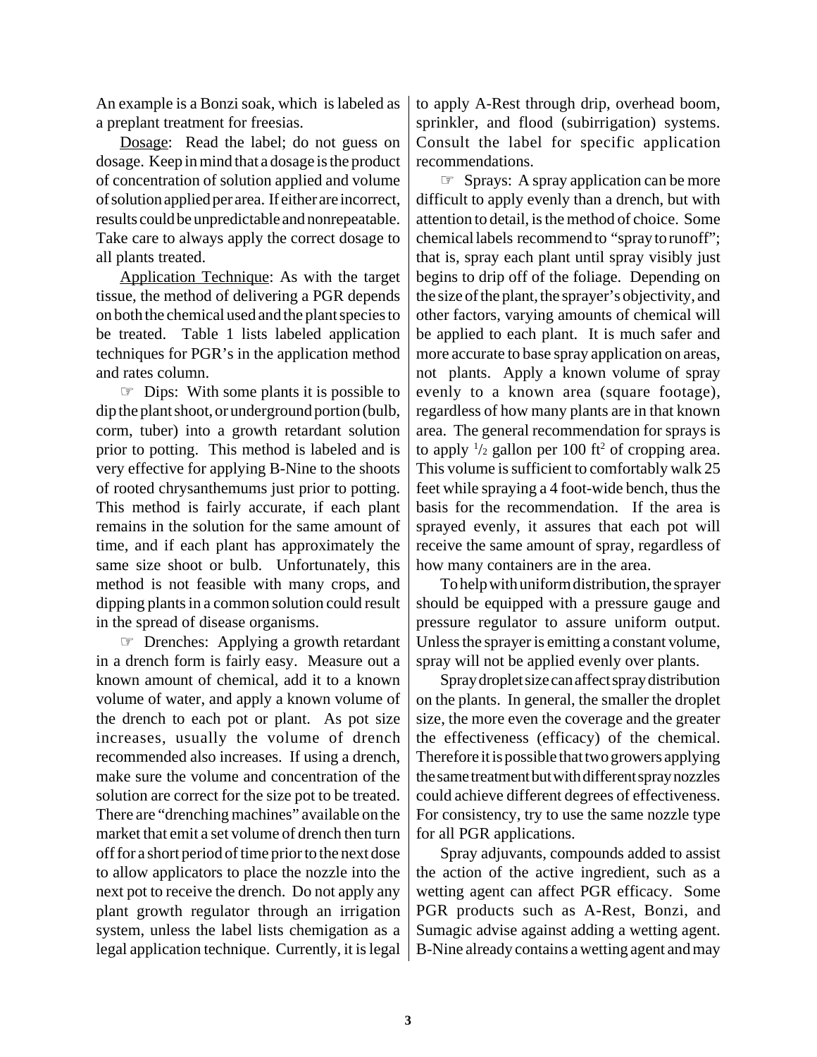An example is a Bonzi soak, which is labeled as a preplant treatment for freesias.

Dosage: Read the label; do not guess on dosage. Keep in mind that a dosage is the product of concentration of solution applied and volume of solution applied per area. If either are incorrect, results could be unpredictable and nonrepeatable. Take care to always apply the correct dosage to all plants treated.

Application Technique: As with the target tissue, the method of delivering a PGR depends on both the chemical used and the plant species to be treated. Table 1 lists labeled application techniques for PGR's in the application method and rates column.

☞ Dips: With some plants it is possible to dip the plant shoot, or underground portion (bulb, corm, tuber) into a growth retardant solution prior to potting. This method is labeled and is very effective for applying B-Nine to the shoots of rooted chrysanthemums just prior to potting. This method is fairly accurate, if each plant remains in the solution for the same amount of time, and if each plant has approximately the same size shoot or bulb. Unfortunately, this method is not feasible with many crops, and dipping plants in a common solution could result in the spread of disease organisms.

☞ Drenches: Applying a growth retardant in a drench form is fairly easy. Measure out a known amount of chemical, add it to a known volume of water, and apply a known volume of the drench to each pot or plant. As pot size increases, usually the volume of drench recommended also increases. If using a drench, make sure the volume and concentration of the solution are correct for the size pot to be treated. There are "drenching machines" available on the market that emit a set volume of drench then turn off for a short period of time prior to the next dose to allow applicators to place the nozzle into the next pot to receive the drench. Do not apply any plant growth regulator through an irrigation system, unless the label lists chemigation as a legal application technique. Currently, it is legal to apply A-Rest through drip, overhead boom, sprinkler, and flood (subirrigation) systems. Consult the label for specific application recommendations.

☞ Sprays: A spray application can be more difficult to apply evenly than a drench, but with attention to detail, is the method of choice. Some chemical labels recommend to "spray to runoff"; that is, spray each plant until spray visibly just begins to drip off of the foliage. Depending on the size of the plant, the sprayer's objectivity, and other factors, varying amounts of chemical will be applied to each plant. It is much safer and more accurate to base spray application on areas, not plants. Apply a known volume of spray evenly to a known area (square footage), regardless of how many plants are in that known area. The general recommendation for sprays is to apply $^1/_2$ gallon per 100 ft$^2$ of cropping area. This volume is sufficient to comfortably walk 25 feet while spraying a 4 foot-wide bench, thus the basis for the recommendation. If the area is sprayed evenly, it assures that each pot will receive the same amount of spray, regardless of how many containers are in the area.

To help with uniform distribution, the sprayer should be equipped with a pressure gauge and pressure regulator to assure uniform output. Unless the sprayer is emitting a constant volume, spray will not be applied evenly over plants.

Spray droplet size can affect spray distribution on the plants. In general, the smaller the droplet size, the more even the coverage and the greater the effectiveness (efficacy) of the chemical. Therefore it is possible that two growers applying the same treatment but with different spray nozzles could achieve different degrees of effectiveness. For consistency, try to use the same nozzle type for all PGR applications.

Spray adjuvants, compounds added to assist the action of the active ingredient, such as a wetting agent can affect PGR efficacy. Some PGR products such as A-Rest, Bonzi, and Sumagic advise against adding a wetting agent. B-Nine already contains a wetting agent and may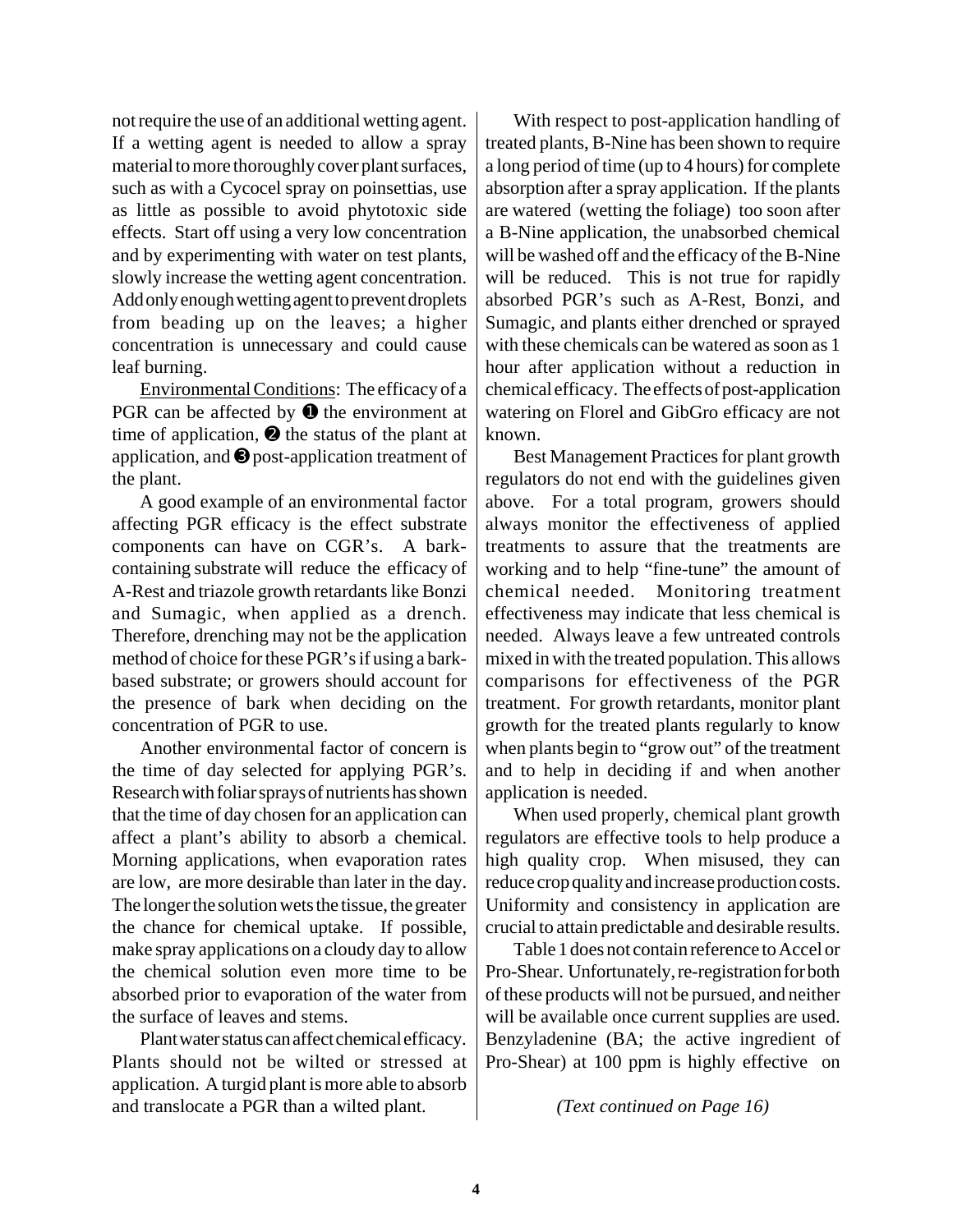not require the use of an additional wetting agent. If a wetting agent is needed to allow a spray material to more thoroughly cover plant surfaces, such as with a Cycocel spray on poinsettias, use as little as possible to avoid phytotoxic side effects. Start off using a very low concentration and by experimenting with water on test plants, slowly increase the wetting agent concentration. Add only enough wetting agent to prevent droplets from beading up on the leaves; a higher concentration is unnecessary and could cause leaf burning.

Environmental Conditions: The efficacy of a PGR can be affected by ❶ the environment at time of application, ❷ the status of the plant at application, and ❸ post-application treatment of the plant.

A good example of an environmental factor affecting PGR efficacy is the effect substrate components can have on CGR's. A bark-containing substrate will reduce the efficacy of A-Rest and triazole growth retardants like Bonzi and Sumagic, when applied as a drench. Therefore, drenching may not be the application method of choice for these PGR's if using a bark-based substrate; or growers should account for the presence of bark when deciding on the concentration of PGR to use.

Another environmental factor of concern is the time of day selected for applying PGR's. Research with foliar sprays of nutrients has shown that the time of day chosen for an application can affect a plant's ability to absorb a chemical. Morning applications, when evaporation rates are low, are more desirable than later in the day. The longer the solution wets the tissue, the greater the chance for chemical uptake. If possible, make spray applications on a cloudy day to allow the chemical solution even more time to be absorbed prior to evaporation of the water from the surface of leaves and stems.

Plant water status can affect chemical efficacy. Plants should not be wilted or stressed at application. A turgid plant is more able to absorb and translocate a PGR than a wilted plant.

With respect to post-application handling of treated plants, B-Nine has been shown to require a long period of time (up to 4 hours) for complete absorption after a spray application. If the plants are watered (wetting the foliage) too soon after a B-Nine application, the unabsorbed chemical will be washed off and the efficacy of the B-Nine will be reduced. This is not true for rapidly absorbed PGR's such as A-Rest, Bonzi, and Sumagic, and plants either drenched or sprayed with these chemicals can be watered as soon as 1 hour after application without a reduction in chemical efficacy. The effects of post-application watering on Florel and GibGro efficacy are not known.

Best Management Practices for plant growth regulators do not end with the guidelines given above. For a total program, growers should always monitor the effectiveness of applied treatments to assure that the treatments are working and to help "fine-tune" the amount of chemical needed. Monitoring treatment effectiveness may indicate that less chemical is needed. Always leave a few untreated controls mixed in with the treated population. This allows comparisons for effectiveness of the PGR treatment. For growth retardants, monitor plant growth for the treated plants regularly to know when plants begin to "grow out" of the treatment and to help in deciding if and when another application is needed.

When used properly, chemical plant growth regulators are effective tools to help produce a high quality crop. When misused, they can reduce crop quality and increase production costs. Uniformity and consistency in application are crucial to attain predictable and desirable results.

Table 1 does not contain reference to Accel or Pro-Shear. Unfortunately, re-registration for both of these products will not be pursued, and neither will be available once current supplies are used. Benzyladenine (BA; the active ingredient of Pro-Shear) at 100 ppm is highly effective on

*(Text continued on Page 16)*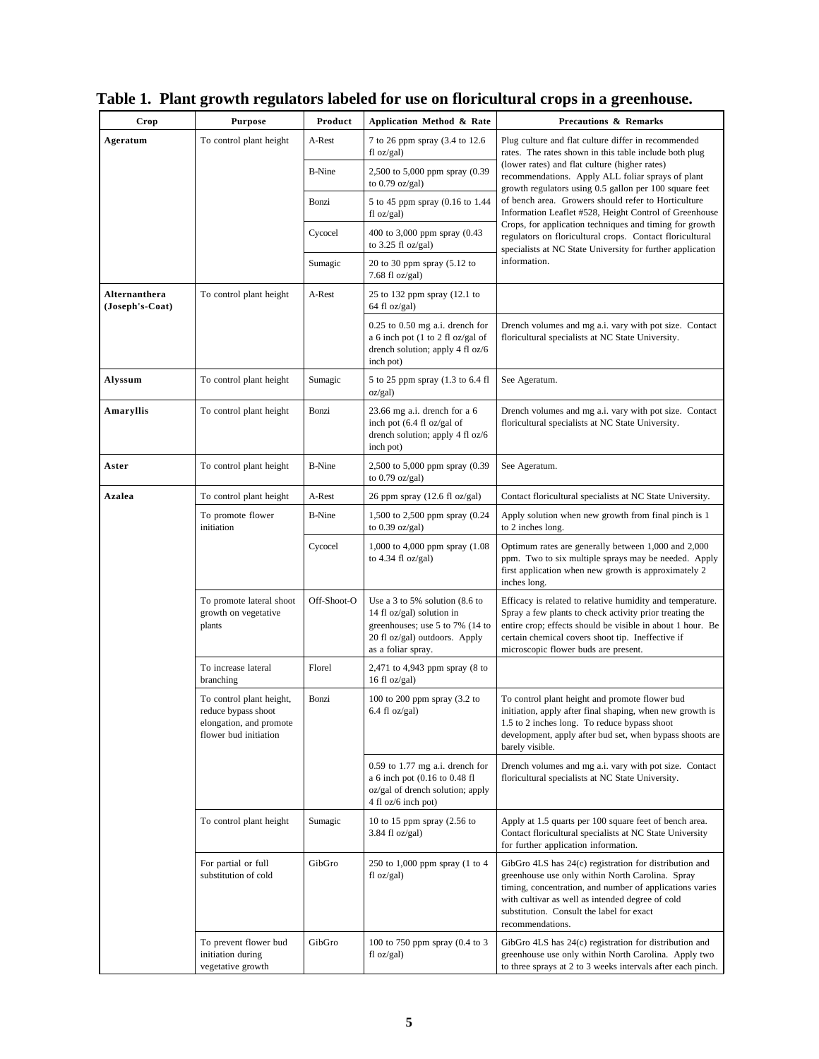## Table 1. Plant growth regulators labeled for use on floricultural crops in a greenhouse.

| Crop | Purpose | Product | Application Method & Rate | Precautions & Remarks |
|---|---|---|---|---|
| **Ageratum** | To control plant height | A-Rest | 7 to 26 ppm spray (3.4 to 12.6 fl oz/gal) | Plug culture and flat culture differ in recommended rates. The rates shown in this table include both plug (lower rates) and flat culture (higher rates) recommendations. Apply ALL foliar sprays of plant growth regulators using 0.5 gallon per 100 square feet of bench area. Growers should refer to Horticulture Information Leaflet #528, Height Control of Greenhouse Crops, for application techniques and timing for growth regulators on floricultural crops. Contact floricultural specialists at NC State University for further application information. |
| | | B-Nine | 2,500 to 5,000 ppm spray (0.39 to 0.79 oz/gal) | |
| | | Bonzi | 5 to 45 ppm spray (0.16 to 1.44 fl oz/gal) | |
| | | Cycocel | 400 to 3,000 ppm spray (0.43 to 3.25 fl oz/gal) | |
| | | Sumagic | 20 to 30 ppm spray (5.12 to 7.68 fl oz/gal) | |
| **Alternanthera (Joseph's-Coat)** | To control plant height | A-Rest | 25 to 132 ppm spray (12.1 to 64 fl oz/gal) | |
| | | | 0.25 to 0.50 mg a.i. drench for a 6 inch pot (1 to 2 fl oz/gal of drench solution; apply 4 fl oz/6 inch pot) | Drench volumes and mg a.i. vary with pot size. Contact floricultural specialists at NC State University. |
| **Alyssum** | To control plant height | Sumagic | 5 to 25 ppm spray (1.3 to 6.4 fl oz/gal) | See Ageratum. |
| **Amaryllis** | To control plant height | Bonzi | 23.66 mg a.i. drench for a 6 inch pot (6.4 fl oz/gal of drench solution; apply 4 fl oz/6 inch pot) | Drench volumes and mg a.i. vary with pot size. Contact floricultural specialists at NC State University. |
| **Aster** | To control plant height | B-Nine | 2,500 to 5,000 ppm spray (0.39 to 0.79 oz/gal) | See Ageratum. |
| **Azalea** | To control plant height | A-Rest | 26 ppm spray (12.6 fl oz/gal) | Contact floricultural specialists at NC State University. |
| | To promote flower initiation | B-Nine | 1,500 to 2,500 ppm spray (0.24 to 0.39 oz/gal) | Apply solution when new growth from final pinch is 1 to 2 inches long. |
| | | Cycocel | 1,000 to 4,000 ppm spray (1.08 to 4.34 fl oz/gal) | Optimum rates are generally between 1,000 and 2,000 ppm. Two to six multiple sprays may be needed. Apply first application when new growth is approximately 2 inches long. |
| | To promote lateral shoot growth on vegetative plants | Off-Shoot-O | Use a 3 to 5% solution (8.6 to 14 fl oz/gal) solution in greenhouses; use 5 to 7% (14 to 20 fl oz/gal) outdoors. Apply as a foliar spray. | Efficacy is related to relative humidity and temperature. Spray a few plants to check activity prior treating the entire crop; effects should be visible in about 1 hour. Be certain chemical covers shoot tip. Ineffective if microscopic flower buds are present. |
| | To increase lateral branching | Florel | 2,471 to 4,943 ppm spray (8 to 16 fl oz/gal) | |
| | To control plant height, reduce bypass shoot elongation, and promote flower bud initiation | Bonzi | 100 to 200 ppm spray (3.2 to 6.4 fl oz/gal) | To control plant height and promote flower bud initiation, apply after final shaping, when new growth is 1.5 to 2 inches long. To reduce bypass shoot development, apply after bud set, when bypass shoots are barely visible. |
| | | | 0.59 to 1.77 mg a.i. drench for a 6 inch pot (0.16 to 0.48 fl oz/gal of drench solution; apply 4 fl oz/6 inch pot) | Drench volumes and mg a.i. vary with pot size. Contact floricultural specialists at NC State University. |
| | To control plant height | Sumagic | 10 to 15 ppm spray (2.56 to 3.84 fl oz/gal) | Apply at 1.5 quarts per 100 square feet of bench area. Contact floricultural specialists at NC State University for further application information. |
| | For partial or full substitution of cold | GibGro | 250 to 1,000 ppm spray (1 to 4 fl oz/gal) | GibGro 4LS has 24(c) registration for distribution and greenhouse use only within North Carolina. Spray timing, concentration, and number of applications varies with cultivar as well as intended degree of cold substitution. Consult the label for exact recommendations. |
| | To prevent flower bud initiation during vegetative growth | GibGro | 100 to 750 ppm spray (0.4 to 3 fl oz/gal) | GibGro 4LS has 24(c) registration for distribution and greenhouse use only within North Carolina. Apply two to three sprays at 2 to 3 weeks intervals after each pinch. |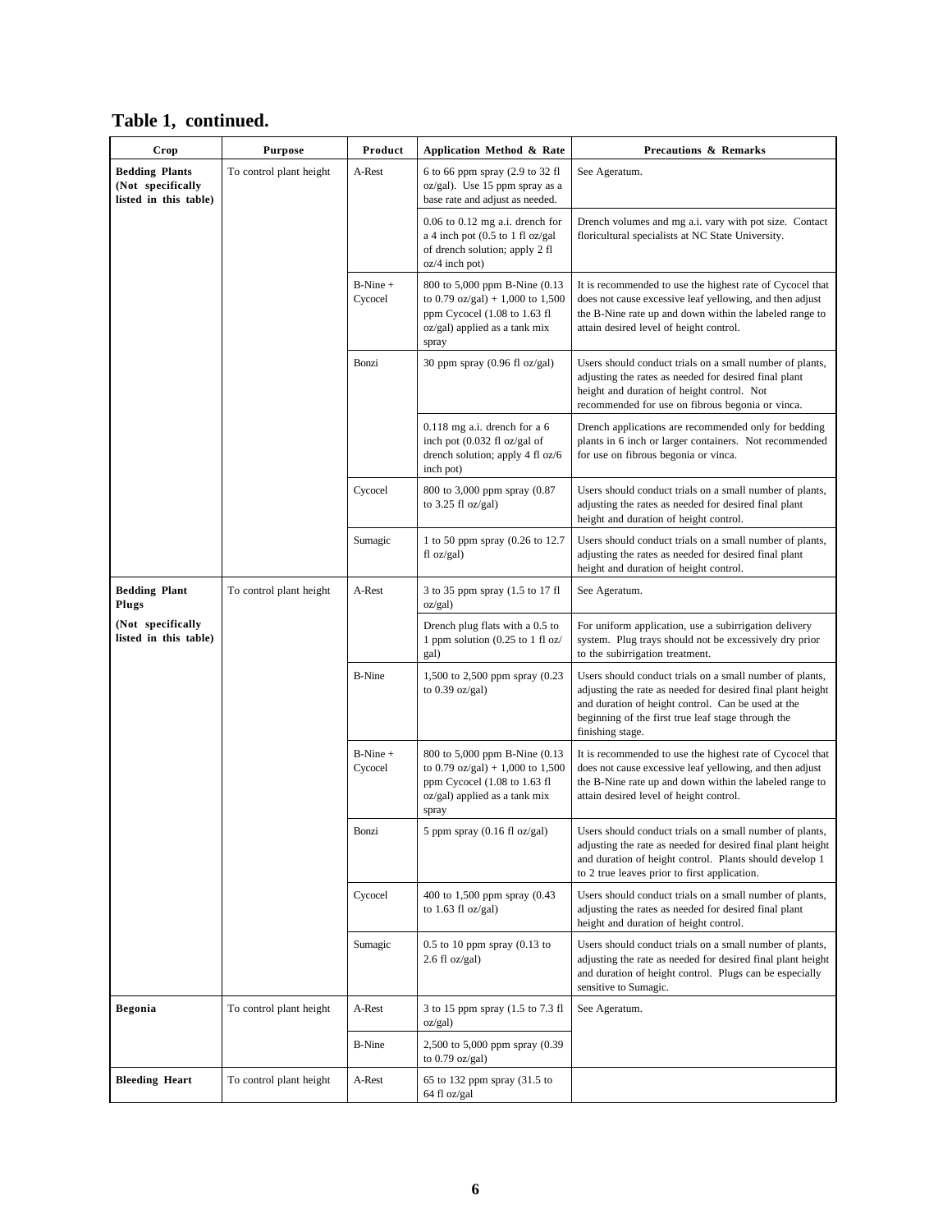**Table 1, continued.**

| Crop | Purpose | Product | Application Method & Rate | Precautions & Remarks |
|---|---|---|---|---|
| **Bedding Plants (Not specifically listed in this table)** | To control plant height | A-Rest | 6 to 66 ppm spray (2.9 to 32 fl oz/gal). Use 15 ppm spray as a base rate and adjust as needed. | See Ageratum. |
| | | | 0.06 to 0.12 mg a.i. drench for a 4 inch pot (0.5 to 1 fl oz/gal of drench solution; apply 2 fl oz/4 inch pot) | Drench volumes and mg a.i. vary with pot size. Contact floricultural specialists at NC State University. |
| | | B-Nine + Cycocel | 800 to 5,000 ppm B-Nine (0.13 to 0.79 oz/gal) + 1,000 to 1,500 ppm Cycocel (1.08 to 1.63 fl oz/gal) applied as a tank mix spray | It is recommended to use the highest rate of Cycocel that does not cause excessive leaf yellowing, and then adjust the B-Nine rate up and down within the labeled range to attain desired level of height control. |
| | | Bonzi | 30 ppm spray (0.96 fl oz/gal) | Users should conduct trials on a small number of plants, adjusting the rates as needed for desired final plant height and duration of height control. Not recommended for use on fibrous begonia or vinca. |
| | | | 0.118 mg a.i. drench for a 6 inch pot (0.032 fl oz/gal of drench solution; apply 4 fl oz/6 inch pot) | Drench applications are recommended only for bedding plants in 6 inch or larger containers. Not recommended for use on fibrous begonia or vinca. |
| | | Cycocel | 800 to 3,000 ppm spray (0.87 to 3.25 fl oz/gal) | Users should conduct trials on a small number of plants, adjusting the rates as needed for desired final plant height and duration of height control. |
| | | Sumagic | 1 to 50 ppm spray (0.26 to 12.7 fl oz/gal) | Users should conduct trials on a small number of plants, adjusting the rates as needed for desired final plant height and duration of height control. |
| **Bedding Plant Plugs (Not specifically listed in this table)** | To control plant height | A-Rest | 3 to 35 ppm spray (1.5 to 17 fl oz/gal) | See Ageratum. |
| | | | Drench plug flats with a 0.5 to 1 ppm solution (0.25 to 1 fl oz/gal) | For uniform application, use a subirrigation delivery system. Plug trays should not be excessively dry prior to the subirrigation treatment. |
| | | B-Nine | 1,500 to 2,500 ppm spray (0.23 to 0.39 oz/gal) | Users should conduct trials on a small number of plants, adjusting the rate as needed for desired final plant height and duration of height control. Can be used at the beginning of the first true leaf stage through the finishing stage. |
| | | B-Nine + Cycocel | 800 to 5,000 ppm B-Nine (0.13 to 0.79 oz/gal) + 1,000 to 1,500 ppm Cycocel (1.08 to 1.63 fl oz/gal) applied as a tank mix spray | It is recommended to use the highest rate of Cycocel that does not cause excessive leaf yellowing, and then adjust the B-Nine rate up and down within the labeled range to attain desired level of height control. |
| | | Bonzi | 5 ppm spray (0.16 fl oz/gal) | Users should conduct trials on a small number of plants, adjusting the rate as needed for desired final plant height and duration of height control. Plants should develop 1 to 2 true leaves prior to first application. |
| | | Cycocel | 400 to 1,500 ppm spray (0.43 to 1.63 fl oz/gal) | Users should conduct trials on a small number of plants, adjusting the rates as needed for desired final plant height and duration of height control. |
| | | Sumagic | 0.5 to 10 ppm spray (0.13 to 2.6 fl oz/gal) | Users should conduct trials on a small number of plants, adjusting the rate as needed for desired final plant height and duration of height control. Plugs can be especially sensitive to Sumagic. |
| **Begonia** | To control plant height | A-Rest | 3 to 15 ppm spray (1.5 to 7.3 fl oz/gal) | See Ageratum. |
| | | B-Nine | 2,500 to 5,000 ppm spray (0.39 to 0.79 oz/gal) | |
| **Bleeding Heart** | To control plant height | A-Rest | 65 to 132 ppm spray (31.5 to 64 fl oz/gal | |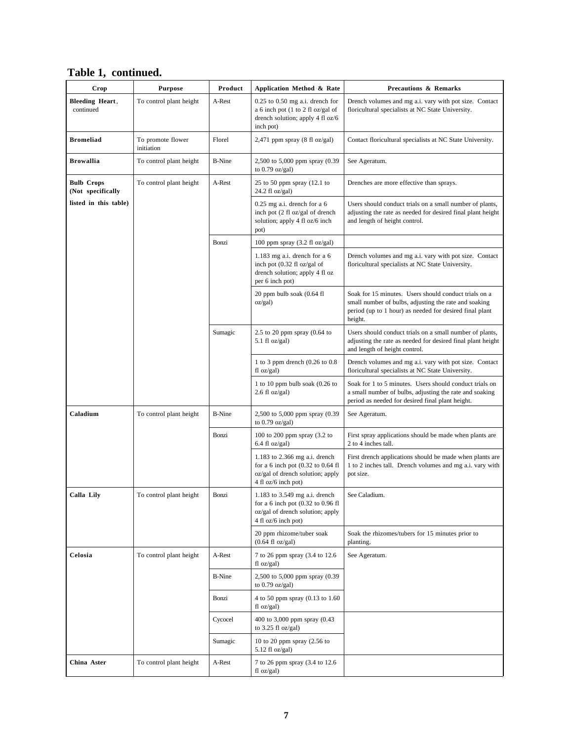## Table 1, continued.

| Crop | Purpose | Product | Application Method & Rate | Precautions & Remarks |
|---|---|---|---|---|
| **Bleeding Heart**, continued | To control plant height | A-Rest | 0.25 to 0.50 mg a.i. drench for a 6 inch pot (1 to 2 fl oz/gal of drench solution; apply 4 fl oz/6 inch pot) | Drench volumes and mg a.i. vary with pot size. Contact floricultural specialists at NC State University. |
| **Bromeliad** | To promote flower initiation | Florel | 2,471 ppm spray (8 fl oz/gal) | Contact floricultural specialists at NC State University. |
| **Browallia** | To control plant height | B-Nine | 2,500 to 5,000 ppm spray (0.39 to 0.79 oz/gal) | See Ageratum. |
| **Bulb Crops (Not specifically listed in this table)** | To control plant height | A-Rest | 25 to 50 ppm spray (12.1 to 24.2 fl oz/gal) | Drenches are more effective than sprays. |
| | | | 0.25 mg a.i. drench for a 6 inch pot (2 fl oz/gal of drench solution; apply 4 fl oz/6 inch pot) | Users should conduct trials on a small number of plants, adjusting the rate as needed for desired final plant height and length of height control. |
| | | Bonzi | 100 ppm spray (3.2 fl oz/gal) | |
| | | | 1.183 mg a.i. drench for a 6 inch pot (0.32 fl oz/gal of drench solution; apply 4 fl oz per 6 inch pot) | Drench volumes and mg a.i. vary with pot size. Contact floricultural specialists at NC State University. |
| | | | 20 ppm bulb soak (0.64 fl oz/gal) | Soak for 15 minutes. Users should conduct trials on a small number of bulbs, adjusting the rate and soaking period (up to 1 hour) as needed for desired final plant height. |
| | | Sumagic | 2.5 to 20 ppm spray (0.64 to 5.1 fl oz/gal) | Users should conduct trials on a small number of plants, adjusting the rate as needed for desired final plant height and length of height control. |
| | | | 1 to 3 ppm drench (0.26 to 0.8 fl oz/gal) | Drench volumes and mg a.i. vary with pot size. Contact floricultural specialists at NC State University. |
| | | | 1 to 10 ppm bulb soak (0.26 to 2.6 fl oz/gal) | Soak for 1 to 5 minutes. Users should conduct trials on a small number of bulbs, adjusting the rate and soaking period as needed for desired final plant height. |
| **Caladium** | To control plant height | B-Nine | 2,500 to 5,000 ppm spray (0.39 to 0.79 oz/gal) | See Ageratum. |
| | | Bonzi | 100 to 200 ppm spray (3.2 to 6.4 fl oz/gal) | First spray applications should be made when plants are 2 to 4 inches tall. |
| | | | 1.183 to 2.366 mg a.i. drench for a 6 inch pot (0.32 to 0.64 fl oz/gal of drench solution; apply 4 fl oz/6 inch pot) | First drench applications should be made when plants are 1 to 2 inches tall. Drench volumes and mg a.i. vary with pot size. |
| **Calla Lily** | To control plant height | Bonzi | 1.183 to 3.549 mg a.i. drench for a 6 inch pot (0.32 to 0.96 fl oz/gal of drench solution; apply 4 fl oz/6 inch pot) | See Caladium. |
| | | | 20 ppm rhizome/tuber soak (0.64 fl oz/gal) | Soak the rhizomes/tubers for 15 minutes prior to planting. |
| **Celosia** | To control plant height | A-Rest | 7 to 26 ppm spray (3.4 to 12.6 fl oz/gal) | See Ageratum. |
| | | B-Nine | 2,500 to 5,000 ppm spray (0.39 to 0.79 oz/gal) | |
| | | Bonzi | 4 to 50 ppm spray (0.13 to 1.60 fl oz/gal) | |
| | | Cycocel | 400 to 3,000 ppm spray (0.43 to 3.25 fl oz/gal) | |
| | | Sumagic | 10 to 20 ppm spray (2.56 to 5.12 fl oz/gal) | |
| **China Aster** | To control plant height | A-Rest | 7 to 26 ppm spray (3.4 to 12.6 fl oz/gal) | |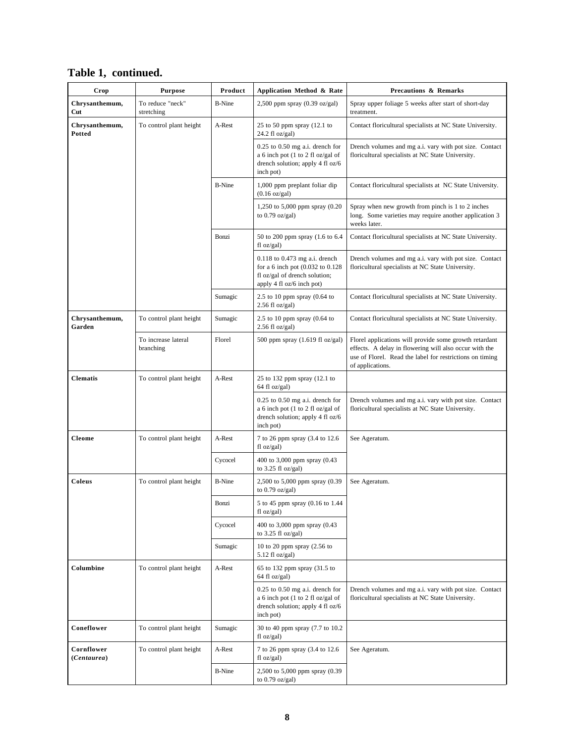## Table 1, continued.

| Crop | Purpose | Product | Application Method & Rate | Precautions & Remarks |
|---|---|---|---|---|
| **Chrysanthemum, Cut** | To reduce "neck" stretching | B-Nine | 2,500 ppm spray (0.39 oz/gal) | Spray upper foliage 5 weeks after start of short-day treatment. |
| **Chrysanthemum, Potted** | To control plant height | A-Rest | 25 to 50 ppm spray (12.1 to 24.2 fl oz/gal) | Contact floricultural specialists at NC State University. |
| | | | 0.25 to 0.50 mg a.i. drench for a 6 inch pot (1 to 2 fl oz/gal of drench solution; apply 4 fl oz/6 inch pot) | Drench volumes and mg a.i. vary with pot size. Contact floricultural specialists at NC State University. |
| | | B-Nine | 1,000 ppm preplant foliar dip (0.16 oz/gal) | Contact floricultural specialists at NC State University. |
| | | | 1,250 to 5,000 ppm spray (0.20 to 0.79 oz/gal) | Spray when new growth from pinch is 1 to 2 inches long. Some varieties may require another application 3 weeks later. |
| | | Bonzi | 50 to 200 ppm spray (1.6 to 6.4 fl oz/gal) | Contact floricultural specialists at NC State University. |
| | | | 0.118 to 0.473 mg a.i. drench for a 6 inch pot (0.032 to 0.128 fl oz/gal of drench solution; apply 4 fl oz/6 inch pot) | Drench volumes and mg a.i. vary with pot size. Contact floricultural specialists at NC State University. |
| | | Sumagic | 2.5 to 10 ppm spray (0.64 to 2.56 fl oz/gal) | Contact floricultural specialists at NC State University. |
| **Chrysanthemum, Garden** | To control plant height | Sumagic | 2.5 to 10 ppm spray (0.64 to 2.56 fl oz/gal) | Contact floricultural specialists at NC State University. |
| | To increase lateral branching | Florel | 500 ppm spray (1.619 fl oz/gal) | Florel applications will provide some growth retardant effects. A delay in flowering will also occur with the use of Florel. Read the label for restrictions on timing of applications. |
| **Clematis** | To control plant height | A-Rest | 25 to 132 ppm spray (12.1 to 64 fl oz/gal) | |
| | | | 0.25 to 0.50 mg a.i. drench for a 6 inch pot (1 to 2 fl oz/gal of drench solution; apply 4 fl oz/6 inch pot) | Drench volumes and mg a.i. vary with pot size. Contact floricultural specialists at NC State University. |
| **Cleome** | To control plant height | A-Rest | 7 to 26 ppm spray (3.4 to 12.6 fl oz/gal) | See Ageratum. |
| | | Cycocel | 400 to 3,000 ppm spray (0.43 to 3.25 fl oz/gal) | |
| **Coleus** | To control plant height | B-Nine | 2,500 to 5,000 ppm spray (0.39 to 0.79 oz/gal) | See Ageratum. |
| | | Bonzi | 5 to 45 ppm spray (0.16 to 1.44 fl oz/gal) | |
| | | Cycocel | 400 to 3,000 ppm spray (0.43 to 3.25 fl oz/gal) | |
| | | Sumagic | 10 to 20 ppm spray (2.56 to 5.12 fl oz/gal) | |
| **Columbine** | To control plant height | A-Rest | 65 to 132 ppm spray (31.5 to 64 fl oz/gal) | |
| | | | 0.25 to 0.50 mg a.i. drench for a 6 inch pot (1 to 2 fl oz/gal of drench solution; apply 4 fl oz/6 inch pot) | Drench volumes and mg a.i. vary with pot size. Contact floricultural specialists at NC State University. |
| **Coneflower** | To control plant height | Sumagic | 30 to 40 ppm spray (7.7 to 10.2 fl oz/gal) | |
| **Cornflower (*Centaurea*)** | To control plant height | A-Rest | 7 to 26 ppm spray (3.4 to 12.6 fl oz/gal) | See Ageratum. |
| | | B-Nine | 2,500 to 5,000 ppm spray (0.39 to 0.79 oz/gal) | |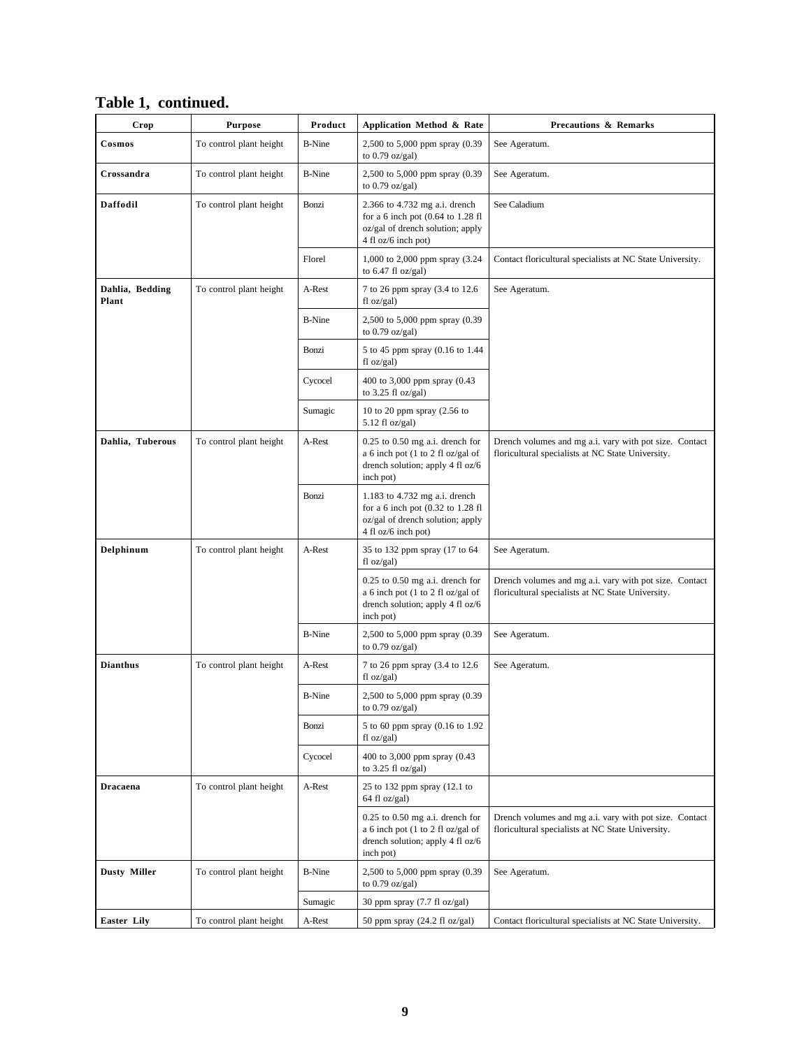## Table 1, continued.

| Crop | Purpose | Product | Application Method & Rate | Precautions & Remarks |
|---|---|---|---|---|
| **Cosmos** | To control plant height | B-Nine | 2,500 to 5,000 ppm spray (0.39 to 0.79 oz/gal) | See Ageratum. |
| **Crossandra** | To control plant height | B-Nine | 2,500 to 5,000 ppm spray (0.39 to 0.79 oz/gal) | See Ageratum. |
| **Daffodil** | To control plant height | Bonzi | 2.366 to 4.732 mg a.i. drench for a 6 inch pot (0.64 to 1.28 fl oz/gal of drench solution; apply 4 fl oz/6 inch pot) | See Caladium |
| | | Florel | 1,000 to 2,000 ppm spray (3.24 to 6.47 fl oz/gal) | Contact floricultural specialists at NC State University. |
| **Dahlia, Bedding Plant** | To control plant height | A-Rest | 7 to 26 ppm spray (3.4 to 12.6 fl oz/gal) | See Ageratum. |
| | | B-Nine | 2,500 to 5,000 ppm spray (0.39 to 0.79 oz/gal) | |
| | | Bonzi | 5 to 45 ppm spray (0.16 to 1.44 fl oz/gal) | |
| | | Cycocel | 400 to 3,000 ppm spray (0.43 to 3.25 fl oz/gal) | |
| | | Sumagic | 10 to 20 ppm spray (2.56 to 5.12 fl oz/gal) | |
| **Dahlia, Tuberous** | To control plant height | A-Rest | 0.25 to 0.50 mg a.i. drench for a 6 inch pot (1 to 2 fl oz/gal of drench solution; apply 4 fl oz/6 inch pot) | Drench volumes and mg a.i. vary with pot size. Contact floricultural specialists at NC State University. |
| | | Bonzi | 1.183 to 4.732 mg a.i. drench for a 6 inch pot (0.32 to 1.28 fl oz/gal of drench solution; apply 4 fl oz/6 inch pot) | |
| **Delphinum** | To control plant height | A-Rest | 35 to 132 ppm spray (17 to 64 fl oz/gal) | See Ageratum. |
| | | | 0.25 to 0.50 mg a.i. drench for a 6 inch pot (1 to 2 fl oz/gal of drench solution; apply 4 fl oz/6 inch pot) | Drench volumes and mg a.i. vary with pot size. Contact floricultural specialists at NC State University. |
| | | B-Nine | 2,500 to 5,000 ppm spray (0.39 to 0.79 oz/gal) | See Ageratum. |
| **Dianthus** | To control plant height | A-Rest | 7 to 26 ppm spray (3.4 to 12.6 fl oz/gal) | See Ageratum. |
| | | B-Nine | 2,500 to 5,000 ppm spray (0.39 to 0.79 oz/gal) | |
| | | Bonzi | 5 to 60 ppm spray (0.16 to 1.92 fl oz/gal) | |
| | | Cycocel | 400 to 3,000 ppm spray (0.43 to 3.25 fl oz/gal) | |
| **Dracaena** | To control plant height | A-Rest | 25 to 132 ppm spray (12.1 to 64 fl oz/gal) | |
| | | | 0.25 to 0.50 mg a.i. drench for a 6 inch pot (1 to 2 fl oz/gal of drench solution; apply 4 fl oz/6 inch pot) | Drench volumes and mg a.i. vary with pot size. Contact floricultural specialists at NC State University. |
| **Dusty Miller** | To control plant height | B-Nine | 2,500 to 5,000 ppm spray (0.39 to 0.79 oz/gal) | See Ageratum. |
| | | Sumagic | 30 ppm spray (7.7 fl oz/gal) | |
| **Easter Lily** | To control plant height | A-Rest | 50 ppm spray (24.2 fl oz/gal) | Contact floricultural specialists at NC State University. |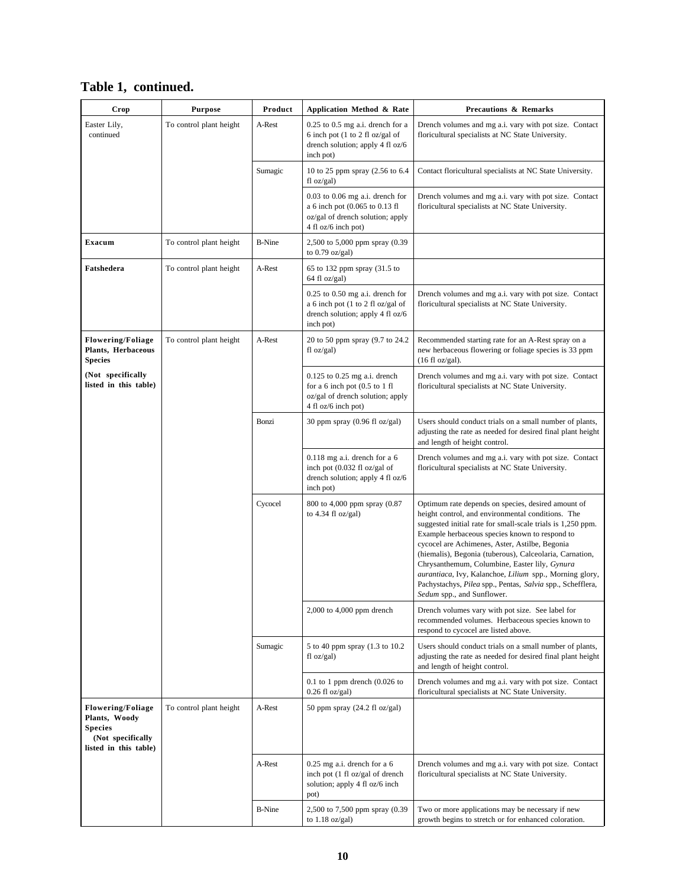## Table 1, continued.

| Crop | Purpose | Product | Application Method & Rate | Precautions & Remarks |
|---|---|---|---|---|
| Easter Lily, continued | To control plant height | A-Rest | 0.25 to 0.5 mg a.i. drench for a 6 inch pot (1 to 2 fl oz/gal of drench solution; apply 4 fl oz/6 inch pot) | Drench volumes and mg a.i. vary with pot size. Contact floricultural specialists at NC State University. |
| | | Sumagic | 10 to 25 ppm spray (2.56 to 6.4 fl oz/gal) | Contact floricultural specialists at NC State University. |
| | | | 0.03 to 0.06 mg a.i. drench for a 6 inch pot (0.065 to 0.13 fl oz/gal of drench solution; apply 4 fl oz/6 inch pot) | Drench volumes and mg a.i. vary with pot size. Contact floricultural specialists at NC State University. |
| **Exacum** | To control plant height | B-Nine | 2,500 to 5,000 ppm spray (0.39 to 0.79 oz/gal) | |
| **Fatshedera** | To control plant height | A-Rest | 65 to 132 ppm spray (31.5 to 64 fl oz/gal) | |
| | | | 0.25 to 0.50 mg a.i. drench for a 6 inch pot (1 to 2 fl oz/gal of drench solution; apply 4 fl oz/6 inch pot) | Drench volumes and mg a.i. vary with pot size. Contact floricultural specialists at NC State University. |
| **Flowering/Foliage Plants, Herbaceous Species (Not specifically listed in this table)** | To control plant height | A-Rest | 20 to 50 ppm spray (9.7 to 24.2 fl oz/gal) | Recommended starting rate for an A-Rest spray on a new herbaceous flowering or foliage species is 33 ppm (16 fl oz/gal). |
| | | | 0.125 to 0.25 mg a.i. drench for a 6 inch pot (0.5 to 1 fl oz/gal of drench solution; apply 4 fl oz/6 inch pot) | Drench volumes and mg a.i. vary with pot size. Contact floricultural specialists at NC State University. |
| | | Bonzi | 30 ppm spray (0.96 fl oz/gal) | Users should conduct trials on a small number of plants, adjusting the rate as needed for desired final plant height and length of height control. |
| | | | 0.118 mg a.i. drench for a 6 inch pot (0.032 fl oz/gal of drench solution; apply 4 fl oz/6 inch pot) | Drench volumes and mg a.i. vary with pot size. Contact floricultural specialists at NC State University. |
| | | Cycocel | 800 to 4,000 ppm spray (0.87 to 4.34 fl oz/gal) | Optimum rate depends on species, desired amount of height control, and environmental conditions. The suggested initial rate for small-scale trials is 1,250 ppm. Example herbaceous species known to respond to cycocel are Achimenes, Aster, Astilbe, Begonia (hiemalis), Begonia (tuberous), Calceolaria, Carnation, Chrysanthemum, Columbine, Easter lily, *Gynura aurantiaca*, Ivy, Kalanchoe, *Lilium* spp., Morning glory, Pachystachys, *Pilea* spp., Pentas, *Salvia* spp., Schefflera, *Sedum* spp., and Sunflower. |
| | | | 2,000 to 4,000 ppm drench | Drench volumes vary with pot size. See label for recommended volumes. Herbaceous species known to respond to cycocel are listed above. |
| | | Sumagic | 5 to 40 ppm spray (1.3 to 10.2 fl oz/gal) | Users should conduct trials on a small number of plants, adjusting the rate as needed for desired final plant height and length of height control. |
| | | | 0.1 to 1 ppm drench (0.026 to 0.26 fl oz/gal) | Drench volumes and mg a.i. vary with pot size. Contact floricultural specialists at NC State University. |
| **Flowering/Foliage Plants, Woody Species (Not specifically listed in this table)** | To control plant height | A-Rest | 50 ppm spray (24.2 fl oz/gal) | |
| | | A-Rest | 0.25 mg a.i. drench for a 6 inch pot (1 fl oz/gal of drench solution; apply 4 fl oz/6 inch pot) | Drench volumes and mg a.i. vary with pot size. Contact floricultural specialists at NC State University. |
| | | B-Nine | 2,500 to 7,500 ppm spray (0.39 to 1.18 oz/gal) | Two or more applications may be necessary if new growth begins to stretch or for enhanced coloration. |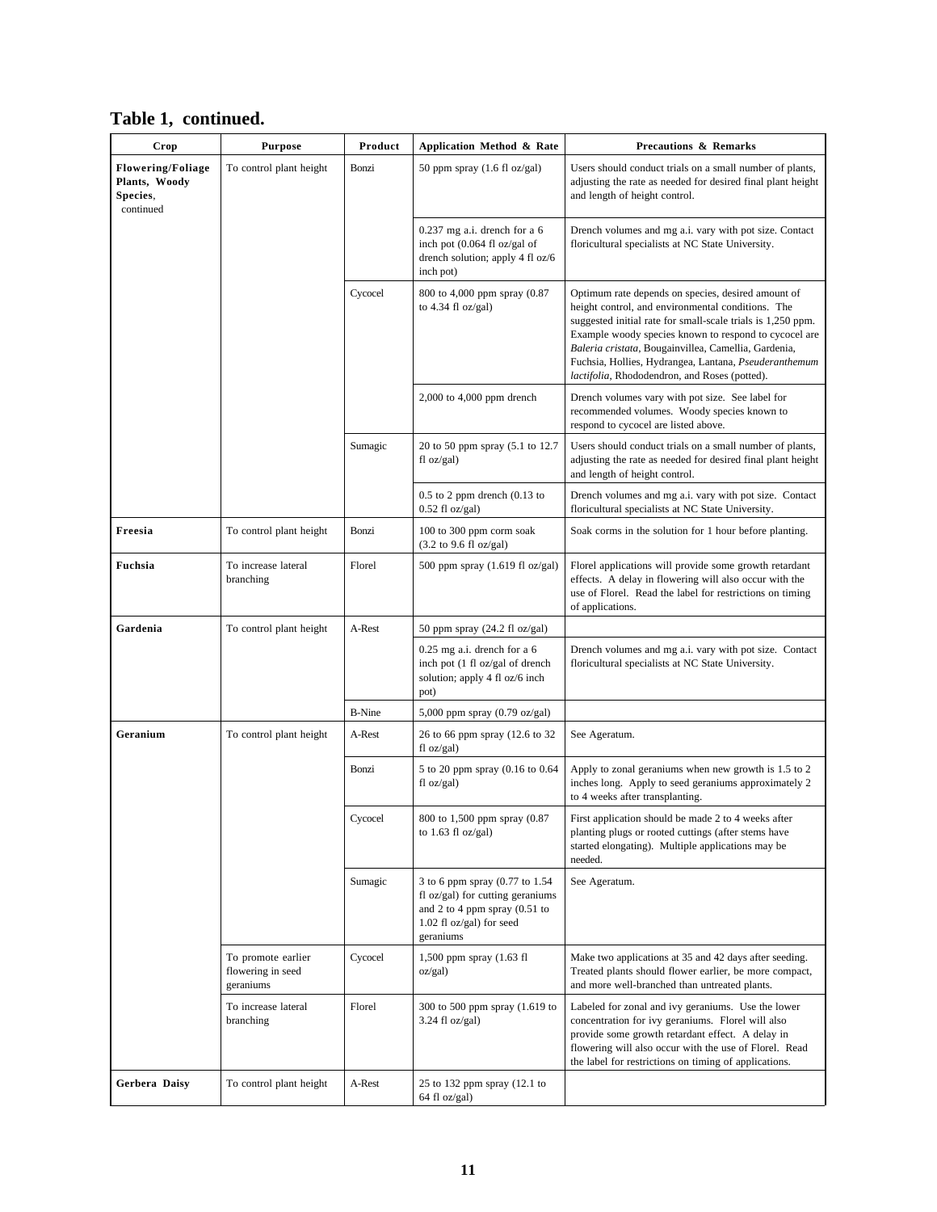## Table 1, continued.

| Crop | Purpose | Product | Application Method & Rate | Precautions & Remarks |
|---|---|---|---|---|
| **Flowering/Foliage Plants, Woody Species**, continued | To control plant height | Bonzi | 50 ppm spray (1.6 fl oz/gal) | Users should conduct trials on a small number of plants, adjusting the rate as needed for desired final plant height and length of height control. |
| | | | 0.237 mg a.i. drench for a 6 inch pot (0.064 fl oz/gal of drench solution; apply 4 fl oz/6 inch pot) | Drench volumes and mg a.i. vary with pot size. Contact floricultural specialists at NC State University. |
| | | Cycocel | 800 to 4,000 ppm spray (0.87 to 4.34 fl oz/gal) | Optimum rate depends on species, desired amount of height control, and environmental conditions. The suggested initial rate for small-scale trials is 1,250 ppm. Example woody species known to respond to cycocel are *Baleria cristata*, Bougainvillea, Camellia, Gardenia, Fuchsia, Hollies, Hydrangea, Lantana, *Pseuderanthemum lactifolia*, Rhododendron, and Roses (potted). |
| | | | 2,000 to 4,000 ppm drench | Drench volumes vary with pot size. See label for recommended volumes. Woody species known to respond to cycocel are listed above. |
| | | Sumagic | 20 to 50 ppm spray (5.1 to 12.7 fl oz/gal) | Users should conduct trials on a small number of plants, adjusting the rate as needed for desired final plant height and length of height control. |
| | | | 0.5 to 2 ppm drench (0.13 to 0.52 fl oz/gal) | Drench volumes and mg a.i. vary with pot size. Contact floricultural specialists at NC State University. |
| **Freesia** | To control plant height | Bonzi | 100 to 300 ppm corm soak (3.2 to 9.6 fl oz/gal) | Soak corms in the solution for 1 hour before planting. |
| **Fuchsia** | To increase lateral branching | Florel | 500 ppm spray (1.619 fl oz/gal) | Florel applications will provide some growth retardant effects. A delay in flowering will also occur with the use of Florel. Read the label for restrictions on timing of applications. |
| **Gardenia** | To control plant height | A-Rest | 50 ppm spray (24.2 fl oz/gal) | |
| | | | 0.25 mg a.i. drench for a 6 inch pot (1 fl oz/gal of drench solution; apply 4 fl oz/6 inch pot) | Drench volumes and mg a.i. vary with pot size. Contact floricultural specialists at NC State University. |
| | | B-Nine | 5,000 ppm spray (0.79 oz/gal) | |
| **Geranium** | To control plant height | A-Rest | 26 to 66 ppm spray (12.6 to 32 fl oz/gal) | See Ageratum. |
| | | Bonzi | 5 to 20 ppm spray (0.16 to 0.64 fl oz/gal) | Apply to zonal geraniums when new growth is 1.5 to 2 inches long. Apply to seed geraniums approximately 2 to 4 weeks after transplanting. |
| | | Cycocel | 800 to 1,500 ppm spray (0.87 to 1.63 fl oz/gal) | First application should be made 2 to 4 weeks after planting plugs or rooted cuttings (after stems have started elongating). Multiple applications may be needed. |
| | | Sumagic | 3 to 6 ppm spray (0.77 to 1.54 fl oz/gal) for cutting geraniums and 2 to 4 ppm spray (0.51 to 1.02 fl oz/gal) for seed geraniums | See Ageratum. |
| | To promote earlier flowering in seed geraniums | Cycocel | 1,500 ppm spray (1.63 fl oz/gal) | Make two applications at 35 and 42 days after seeding. Treated plants should flower earlier, be more compact, and more well-branched than untreated plants. |
| | To increase lateral branching | Florel | 300 to 500 ppm spray (1.619 to 3.24 fl oz/gal) | Labeled for zonal and ivy geraniums. Use the lower concentration for ivy geraniums. Florel will also provide some growth retardant effect. A delay in flowering will also occur with the use of Florel. Read the label for restrictions on timing of applications. |
| **Gerbera Daisy** | To control plant height | A-Rest | 25 to 132 ppm spray (12.1 to 64 fl oz/gal) | |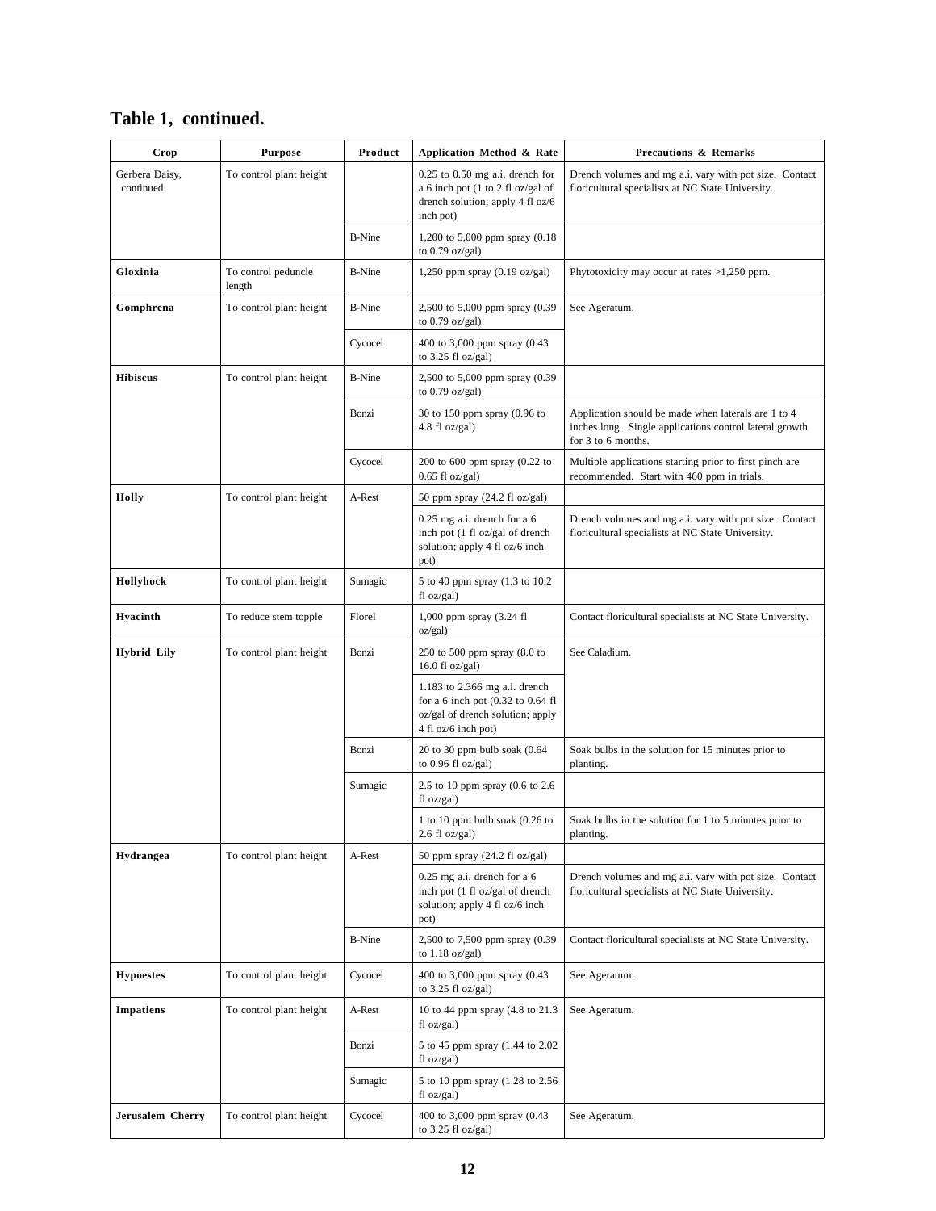## Table 1, continued.

| Crop | Purpose | Product | Application Method & Rate | Precautions & Remarks |
|---|---|---|---|---|
| Gerbera Daisy, continued | To control plant height | | 0.25 to 0.50 mg a.i. drench for a 6 inch pot (1 to 2 fl oz/gal of drench solution; apply 4 fl oz/6 inch pot) | Drench volumes and mg a.i. vary with pot size. Contact floricultural specialists at NC State University. |
| | | B-Nine | 1,200 to 5,000 ppm spray (0.18 to 0.79 oz/gal) | |
| **Gloxinia** | To control peduncle length | B-Nine | 1,250 ppm spray (0.19 oz/gal) | Phytotoxicity may occur at rates >1,250 ppm. |
| **Gomphrena** | To control plant height | B-Nine | 2,500 to 5,000 ppm spray (0.39 to 0.79 oz/gal) | See Ageratum. |
| | | Cycocel | 400 to 3,000 ppm spray (0.43 to 3.25 fl oz/gal) | |
| **Hibiscus** | To control plant height | B-Nine | 2,500 to 5,000 ppm spray (0.39 to 0.79 oz/gal) | |
| | | Bonzi | 30 to 150 ppm spray (0.96 to 4.8 fl oz/gal) | Application should be made when laterals are 1 to 4 inches long. Single applications control lateral growth for 3 to 6 months. |
| | | Cycocel | 200 to 600 ppm spray (0.22 to 0.65 fl oz/gal) | Multiple applications starting prior to first pinch are recommended. Start with 460 ppm in trials. |
| **Holly** | To control plant height | A-Rest | 50 ppm spray (24.2 fl oz/gal) | |
| | | | 0.25 mg a.i. drench for a 6 inch pot (1 fl oz/gal of drench solution; apply 4 fl oz/6 inch pot) | Drench volumes and mg a.i. vary with pot size. Contact floricultural specialists at NC State University. |
| **Hollyhock** | To control plant height | Sumagic | 5 to 40 ppm spray (1.3 to 10.2 fl oz/gal) | |
| **Hyacinth** | To reduce stem topple | Florel | 1,000 ppm spray (3.24 fl oz/gal) | Contact floricultural specialists at NC State University. |
| **Hybrid Lily** | To control plant height | Bonzi | 250 to 500 ppm spray (8.0 to 16.0 fl oz/gal) | See Caladium. |
| | | | 1.183 to 2.366 mg a.i. drench for a 6 inch pot (0.32 to 0.64 fl oz/gal of drench solution; apply 4 fl oz/6 inch pot) | |
| | | Bonzi | 20 to 30 ppm bulb soak (0.64 to 0.96 fl oz/gal) | Soak bulbs in the solution for 15 minutes prior to planting. |
| | | Sumagic | 2.5 to 10 ppm spray (0.6 to 2.6 fl oz/gal) | |
| | | | 1 to 10 ppm bulb soak (0.26 to 2.6 fl oz/gal) | Soak bulbs in the solution for 1 to 5 minutes prior to planting. |
| **Hydrangea** | To control plant height | A-Rest | 50 ppm spray (24.2 fl oz/gal) | |
| | | | 0.25 mg a.i. drench for a 6 inch pot (1 fl oz/gal of drench solution; apply 4 fl oz/6 inch pot) | Drench volumes and mg a.i. vary with pot size. Contact floricultural specialists at NC State University. |
| | | B-Nine | 2,500 to 7,500 ppm spray (0.39 to 1.18 oz/gal) | Contact floricultural specialists at NC State University. |
| **Hypoestes** | To control plant height | Cycocel | 400 to 3,000 ppm spray (0.43 to 3.25 fl oz/gal) | See Ageratum. |
| **Impatiens** | To control plant height | A-Rest | 10 to 44 ppm spray (4.8 to 21.3 fl oz/gal) | See Ageratum. |
| | | Bonzi | 5 to 45 ppm spray (1.44 to 2.02 fl oz/gal) | |
| | | Sumagic | 5 to 10 ppm spray (1.28 to 2.56 fl oz/gal) | |
| **Jerusalem Cherry** | To control plant height | Cycocel | 400 to 3,000 ppm spray (0.43 to 3.25 fl oz/gal) | See Ageratum. |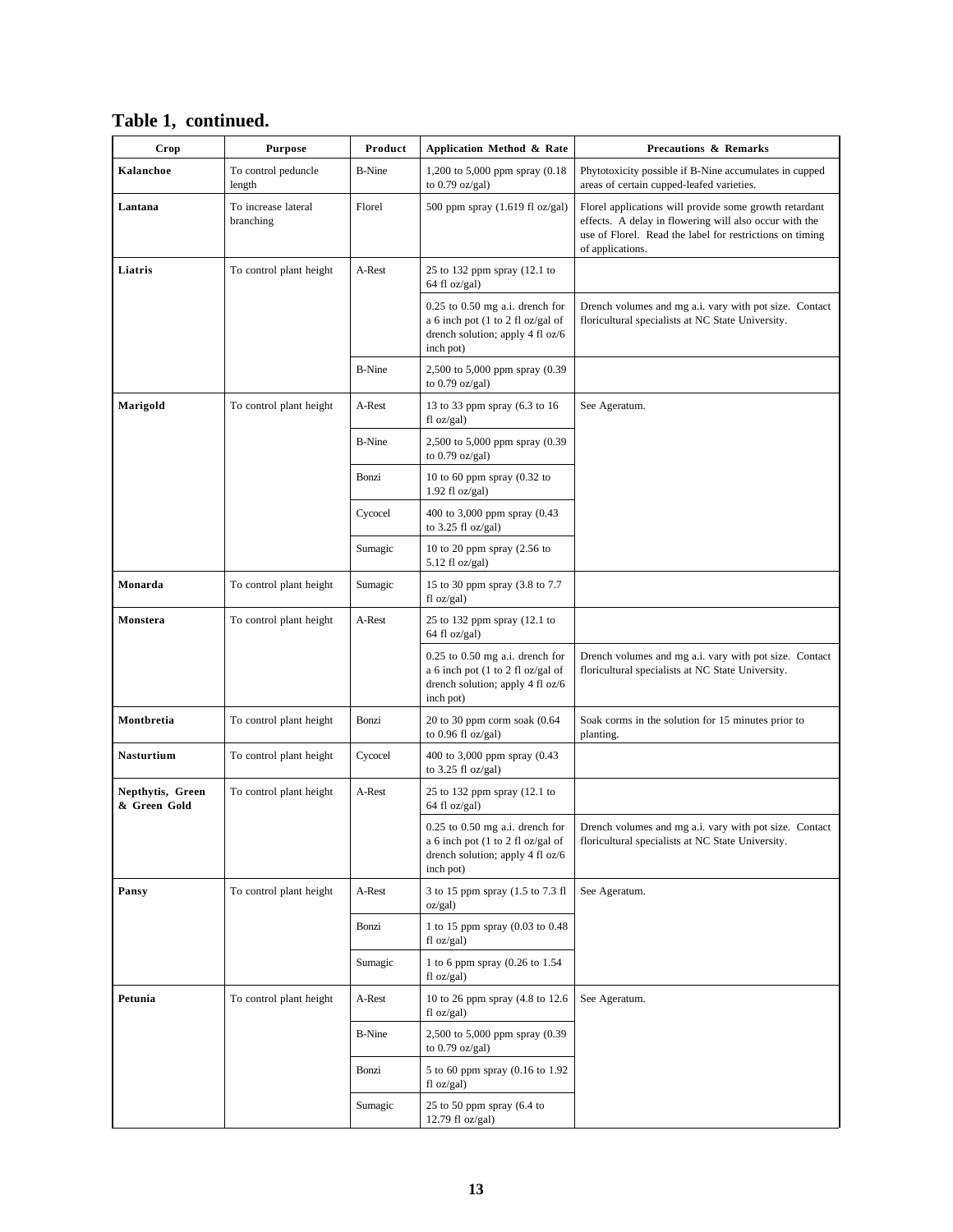**Table 1, continued.**

| Crop | Purpose | Product | Application Method & Rate | Precautions & Remarks |
|---|---|---|---|---|
| **Kalanchoe** | To control peduncle length | B-Nine | 1,200 to 5,000 ppm spray (0.18 to 0.79 oz/gal) | Phytotoxicity possible if B-Nine accumulates in cupped areas of certain cupped-leafed varieties. |
| **Lantana** | To increase lateral branching | Florel | 500 ppm spray (1.619 fl oz/gal) | Florel applications will provide some growth retardant effects. A delay in flowering will also occur with the use of Florel. Read the label for restrictions on timing of applications. |
| **Liatris** | To control plant height | A-Rest | 25 to 132 ppm spray (12.1 to 64 fl oz/gal) | |
| | | | 0.25 to 0.50 mg a.i. drench for a 6 inch pot (1 to 2 fl oz/gal of drench solution; apply 4 fl oz/6 inch pot) | Drench volumes and mg a.i. vary with pot size. Contact floricultural specialists at NC State University. |
| | | B-Nine | 2,500 to 5,000 ppm spray (0.39 to 0.79 oz/gal) | |
| **Marigold** | To control plant height | A-Rest | 13 to 33 ppm spray (6.3 to 16 fl oz/gal) | See Ageratum. |
| | | B-Nine | 2,500 to 5,000 ppm spray (0.39 to 0.79 oz/gal) | |
| | | Bonzi | 10 to 60 ppm spray (0.32 to 1.92 fl oz/gal) | |
| | | Cycocel | 400 to 3,000 ppm spray (0.43 to 3.25 fl oz/gal) | |
| | | Sumagic | 10 to 20 ppm spray (2.56 to 5.12 fl oz/gal) | |
| **Monarda** | To control plant height | Sumagic | 15 to 30 ppm spray (3.8 to 7.7 fl oz/gal) | |
| **Monstera** | To control plant height | A-Rest | 25 to 132 ppm spray (12.1 to 64 fl oz/gal) | |
| | | | 0.25 to 0.50 mg a.i. drench for a 6 inch pot (1 to 2 fl oz/gal of drench solution; apply 4 fl oz/6 inch pot) | Drench volumes and mg a.i. vary with pot size. Contact floricultural specialists at NC State University. |
| **Montbretia** | To control plant height | Bonzi | 20 to 30 ppm corm soak (0.64 to 0.96 fl oz/gal) | Soak corms in the solution for 15 minutes prior to planting. |
| **Nasturtium** | To control plant height | Cycocel | 400 to 3,000 ppm spray (0.43 to 3.25 fl oz/gal) | |
| **Nepthytis, Green & Green Gold** | To control plant height | A-Rest | 25 to 132 ppm spray (12.1 to 64 fl oz/gal) | |
| | | | 0.25 to 0.50 mg a.i. drench for a 6 inch pot (1 to 2 fl oz/gal of drench solution; apply 4 fl oz/6 inch pot) | Drench volumes and mg a.i. vary with pot size. Contact floricultural specialists at NC State University. |
| **Pansy** | To control plant height | A-Rest | 3 to 15 ppm spray (1.5 to 7.3 fl oz/gal) | See Ageratum. |
| | | Bonzi | 1 to 15 ppm spray (0.03 to 0.48 fl oz/gal) | |
| | | Sumagic | 1 to 6 ppm spray (0.26 to 1.54 fl oz/gal) | |
| **Petunia** | To control plant height | A-Rest | 10 to 26 ppm spray (4.8 to 12.6 fl oz/gal) | See Ageratum. |
| | | B-Nine | 2,500 to 5,000 ppm spray (0.39 to 0.79 oz/gal) | |
| | | Bonzi | 5 to 60 ppm spray (0.16 to 1.92 fl oz/gal) | |
| | | Sumagic | 25 to 50 ppm spray (6.4 to 12.79 fl oz/gal) | |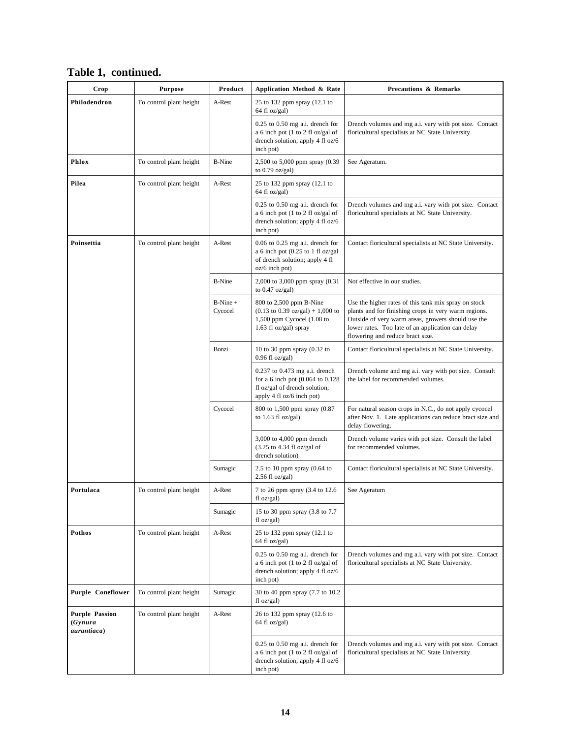## Table 1, continued.

| Crop | Purpose | Product | Application Method & Rate | Precautions & Remarks |
|---|---|---|---|---|
| **Philodendron** | To control plant height | A-Rest | 25 to 132 ppm spray (12.1 to 64 fl oz/gal) | |
| | | | 0.25 to 0.50 mg a.i. drench for a 6 inch pot (1 to 2 fl oz/gal of drench solution; apply 4 fl oz/6 inch pot) | Drench volumes and mg a.i. vary with pot size. Contact floricultural specialists at NC State University. |
| **Phlox** | To control plant height | B-Nine | 2,500 to 5,000 ppm spray (0.39 to 0.79 oz/gal) | See Ageratum. |
| **Pilea** | To control plant height | A-Rest | 25 to 132 ppm spray (12.1 to 64 fl oz/gal) | |
| | | | 0.25 to 0.50 mg a.i. drench for a 6 inch pot (1 to 2 fl oz/gal of drench solution; apply 4 fl oz/6 inch pot) | Drench volumes and mg a.i. vary with pot size. Contact floricultural specialists at NC State University. |
| **Poinsettia** | To control plant height | A-Rest | 0.06 to 0.25 mg a.i. drench for a 6 inch pot (0.25 to 1 fl oz/gal of drench solution; apply 4 fl oz/6 inch pot) | Contact floricultural specialists at NC State University. |
| | | B-Nine | 2,000 to 3,000 ppm spray (0.31 to 0.47 oz/gal) | Not effective in our studies. |
| | | B-Nine + Cycocel | 800 to 2,500 ppm B-Nine (0.13 to 0.39 oz/gal) + 1,000 to 1,500 ppm Cycocel (1.08 to 1.63 fl oz/gal) spray | Use the higher rates of this tank mix spray on stock plants and for finishing crops in very warm regions. Outside of very warm areas, growers should use the lower rates. Too late of an application can delay flowering and reduce bract size. |
| | | Bonzi | 10 to 30 ppm spray (0.32 to 0.96 fl oz/gal) | Contact floricultural specialists at NC State University. |
| | | | 0.237 to 0.473 mg a.i. drench for a 6 inch pot (0.064 to 0.128 fl oz/gal of drench solution; apply 4 fl oz/6 inch pot) | Drench volume and mg a.i. vary with pot size. Consult the label for recommended volumes. |
| | | Cycocel | 800 to 1,500 ppm spray (0.87 to 1.63 fl oz/gal) | For natural season crops in N.C., do not apply cycocel after Nov. 1. Late applications can reduce bract size and delay flowering. |
| | | | 3,000 to 4,000 ppm drench (3.25 to 4.34 fl oz/gal of drench solution) | Drench volume varies with pot size. Consult the label for recommended volumes. |
| | | Sumagic | 2.5 to 10 ppm spray (0.64 to 2.56 fl oz/gal) | Contact floricultural specialists at NC State University. |
| **Portulaca** | To control plant height | A-Rest | 7 to 26 ppm spray (3.4 to 12.6 fl oz/gal) | See Ageratum |
| | | Sumagic | 15 to 30 ppm spray (3.8 to 7.7 fl oz/gal) | |
| **Pothos** | To control plant height | A-Rest | 25 to 132 ppm spray (12.1 to 64 fl oz/gal) | |
| | | | 0.25 to 0.50 mg a.i. drench for a 6 inch pot (1 to 2 fl oz/gal of drench solution; apply 4 fl oz/6 inch pot) | Drench volumes and mg a.i. vary with pot size. Contact floricultural specialists at NC State University. |
| **Purple Coneflower** | To control plant height | Sumagic | 30 to 40 ppm spray (7.7 to 10.2 fl oz/gal) | |
| **Purple Passion (*Gynura aurantiaca*)** | To control plant height | A-Rest | 26 to 132 ppm spray (12.6 to 64 fl oz/gal) | |
| | | | 0.25 to 0.50 mg a.i. drench for a 6 inch pot (1 to 2 fl oz/gal of drench solution; apply 4 fl oz/6 inch pot) | Drench volumes and mg a.i. vary with pot size. Contact floricultural specialists at NC State University. |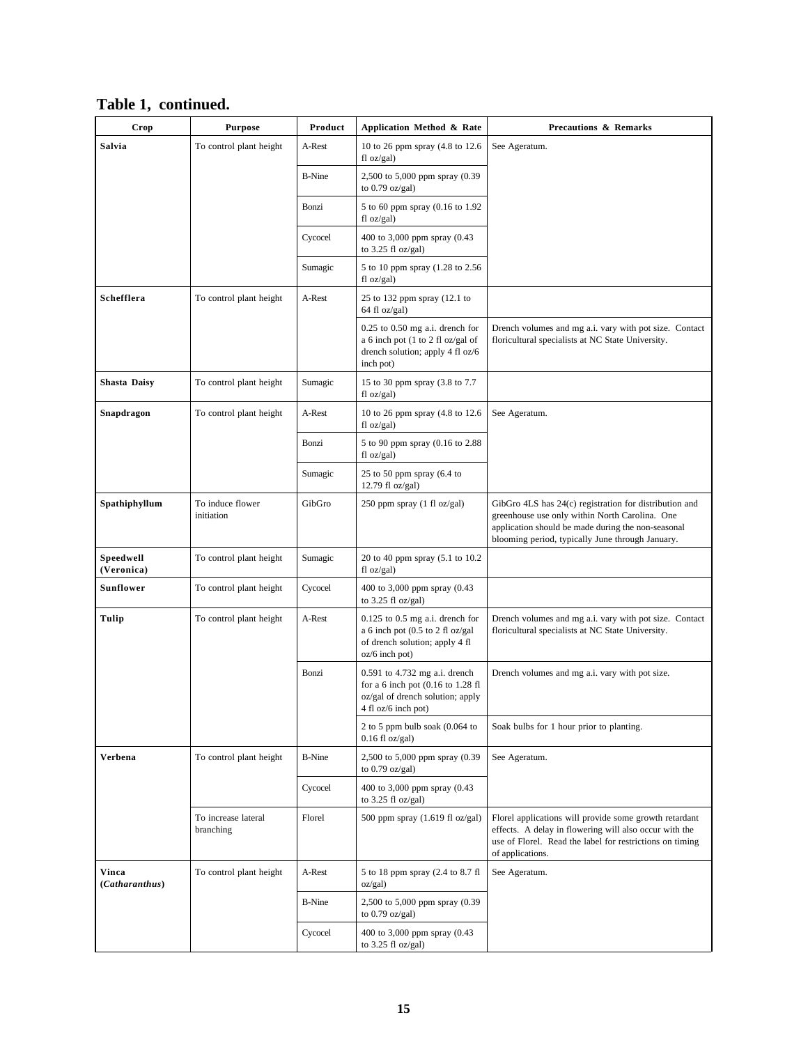**Table 1, continued.**

| Crop | Purpose | Product | Application Method & Rate | Precautions & Remarks |
|---|---|---|---|---|
| **Salvia** | To control plant height | A-Rest | 10 to 26 ppm spray (4.8 to 12.6 fl oz/gal) | See Ageratum. |
| | | B-Nine | 2,500 to 5,000 ppm spray (0.39 to 0.79 oz/gal) | |
| | | Bonzi | 5 to 60 ppm spray (0.16 to 1.92 fl oz/gal) | |
| | | Cycocel | 400 to 3,000 ppm spray (0.43 to 3.25 fl oz/gal) | |
| | | Sumagic | 5 to 10 ppm spray (1.28 to 2.56 fl oz/gal) | |
| **Schefflera** | To control plant height | A-Rest | 25 to 132 ppm spray (12.1 to 64 fl oz/gal) | |
| | | | 0.25 to 0.50 mg a.i. drench for a 6 inch pot (1 to 2 fl oz/gal of drench solution; apply 4 fl oz/6 inch pot) | Drench volumes and mg a.i. vary with pot size. Contact floricultural specialists at NC State University. |
| **Shasta Daisy** | To control plant height | Sumagic | 15 to 30 ppm spray (3.8 to 7.7 fl oz/gal) | |
| **Snapdragon** | To control plant height | A-Rest | 10 to 26 ppm spray (4.8 to 12.6 fl oz/gal) | See Ageratum. |
| | | Bonzi | 5 to 90 ppm spray (0.16 to 2.88 fl oz/gal) | |
| | | Sumagic | 25 to 50 ppm spray (6.4 to 12.79 fl oz/gal) | |
| **Spathiphyllum** | To induce flower initiation | GibGro | 250 ppm spray (1 fl oz/gal) | GibGro 4LS has 24(c) registration for distribution and greenhouse use only within North Carolina. One application should be made during the non-seasonal blooming period, typically June through January. |
| **Speedwell (Veronica)** | To control plant height | Sumagic | 20 to 40 ppm spray (5.1 to 10.2 fl oz/gal) | |
| **Sunflower** | To control plant height | Cycocel | 400 to 3,000 ppm spray (0.43 to 3.25 fl oz/gal) | |
| **Tulip** | To control plant height | A-Rest | 0.125 to 0.5 mg a.i. drench for a 6 inch pot (0.5 to 2 fl oz/gal of drench solution; apply 4 fl oz/6 inch pot) | Drench volumes and mg a.i. vary with pot size. Contact floricultural specialists at NC State University. |
| | | Bonzi | 0.591 to 4.732 mg a.i. drench for a 6 inch pot (0.16 to 1.28 fl oz/gal of drench solution; apply 4 fl oz/6 inch pot) | Drench volumes and mg a.i. vary with pot size. |
| | | | 2 to 5 ppm bulb soak (0.064 to 0.16 fl oz/gal) | Soak bulbs for 1 hour prior to planting. |
| **Verbena** | To control plant height | B-Nine | 2,500 to 5,000 ppm spray (0.39 to 0.79 oz/gal) | See Ageratum. |
| | | Cycocel | 400 to 3,000 ppm spray (0.43 to 3.25 fl oz/gal) | |
| | To increase lateral branching | Florel | 500 ppm spray (1.619 fl oz/gal) | Florel applications will provide some growth retardant effects. A delay in flowering will also occur with the use of Florel. Read the label for restrictions on timing of applications. |
| **Vinca (*Catharanthus*)** | To control plant height | A-Rest | 5 to 18 ppm spray (2.4 to 8.7 fl oz/gal) | See Ageratum. |
| | | B-Nine | 2,500 to 5,000 ppm spray (0.39 to 0.79 oz/gal) | |
| | | Cycocel | 400 to 3,000 ppm spray (0.43 to 3.25 fl oz/gal) | |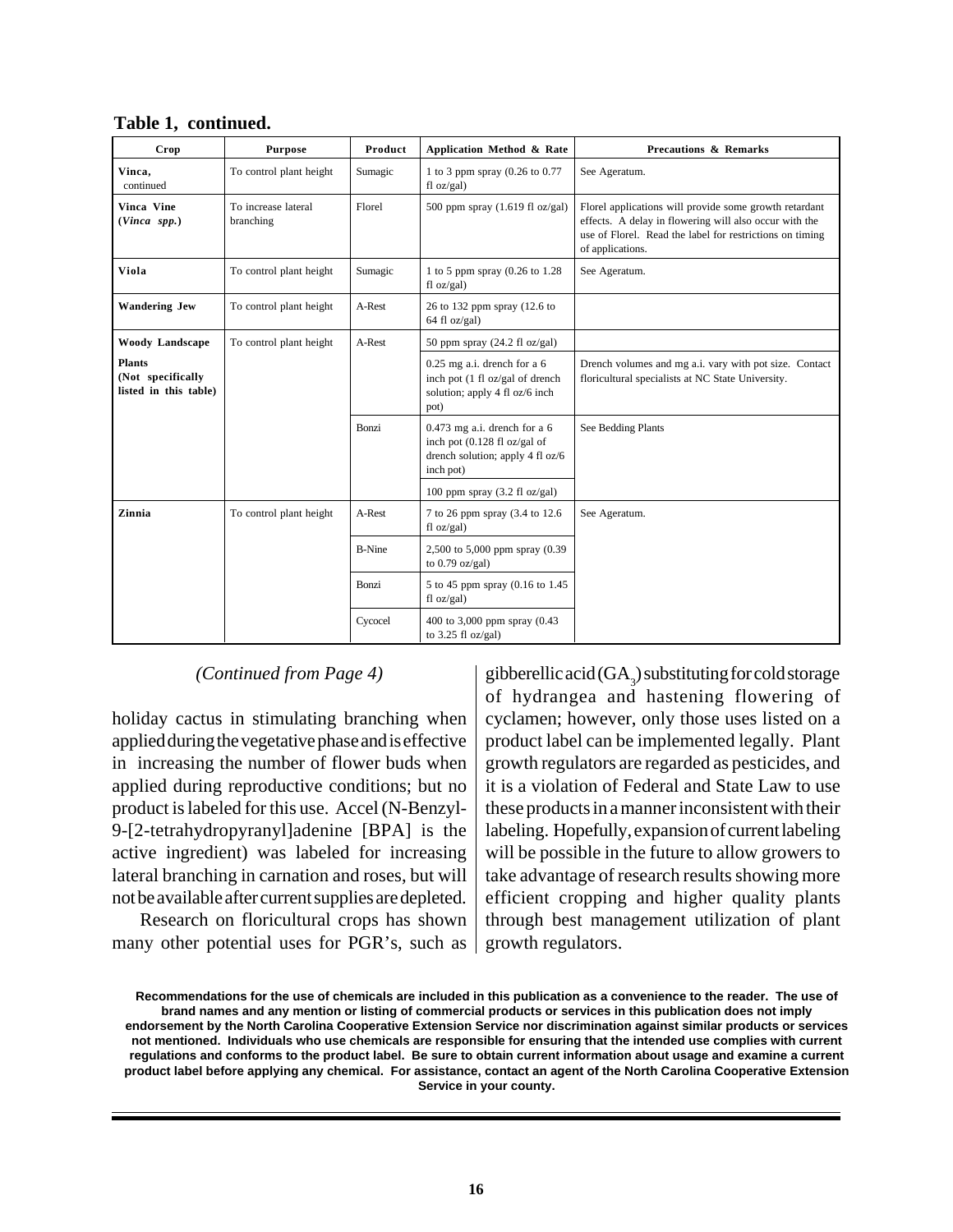**Table 1, continued.**

| Crop | Purpose | Product | Application Method & Rate | Precautions & Remarks |
|---|---|---|---|---|
| **Vinca,** continued | To control plant height | Sumagic | 1 to 3 ppm spray (0.26 to 0.77 fl oz/gal) | See Ageratum. |
| **Vinca Vine (*Vinca spp.*)** | To increase lateral branching | Florel | 500 ppm spray (1.619 fl oz/gal) | Florel applications will provide some growth retardant effects. A delay in flowering will also occur with the use of Florel. Read the label for restrictions on timing of applications. |
| **Viola** | To control plant height | Sumagic | 1 to 5 ppm spray (0.26 to 1.28 fl oz/gal) | See Ageratum. |
| **Wandering Jew** | To control plant height | A-Rest | 26 to 132 ppm spray (12.6 to 64 fl oz/gal) | |
| **Woody Landscape Plants (Not specifically listed in this table)** | To control plant height | A-Rest | 50 ppm spray (24.2 fl oz/gal) | |
| | | | 0.25 mg a.i. drench for a 6 inch pot (1 fl oz/gal of drench solution; apply 4 fl oz/6 inch pot) | Drench volumes and mg a.i. vary with pot size. Contact floricultural specialists at NC State University. |
| | | Bonzi | 0.473 mg a.i. drench for a 6 inch pot (0.128 fl oz/gal of drench solution; apply 4 fl oz/6 inch pot) | See Bedding Plants |
| | | | 100 ppm spray (3.2 fl oz/gal) | |
| **Zinnia** | To control plant height | A-Rest | 7 to 26 ppm spray (3.4 to 12.6 fl oz/gal) | See Ageratum. |
| | | B-Nine | 2,500 to 5,000 ppm spray (0.39 to 0.79 oz/gal) | |
| | | Bonzi | 5 to 45 ppm spray (0.16 to 1.45 fl oz/gal) | |
| | | Cycocel | 400 to 3,000 ppm spray (0.43 to 3.25 fl oz/gal) | |

*(Continued from Page 4)*

holiday cactus in stimulating branching when applied during the vegetative phase and is effective in increasing the number of flower buds when applied during reproductive conditions; but no product is labeled for this use. Accel (N-Benzyl-9-[2-tetrahydropyranyl]adenine [BPA] is the active ingredient) was labeled for increasing lateral branching in carnation and roses, but will not be available after current supplies are depleted.

Research on floricultural crops has shown many other potential uses for PGR's, such as gibberellic acid ($GA_3$) substituting for cold storage of hydrangea and hastening flowering of cyclamen; however, only those uses listed on a product label can be implemented legally. Plant growth regulators are regarded as pesticides, and it is a violation of Federal and State Law to use these products in a manner inconsistent with their labeling. Hopefully, expansion of current labeling will be possible in the future to allow growers to take advantage of research results showing more efficient cropping and higher quality plants through best management utilization of plant growth regulators.

**Recommendations for the use of chemicals are included in this publication as a convenience to the reader. The use of brand names and any mention or listing of commercial products or services in this publication does not imply endorsement by the North Carolina Cooperative Extension Service nor discrimination against similar products or services not mentioned. Individuals who use chemicals are responsible for ensuring that the intended use complies with current regulations and conforms to the product label. Be sure to obtain current information about usage and examine a current product label before applying any chemical. For assistance, contact an agent of the North Carolina Cooperative Extension Service in your county.**